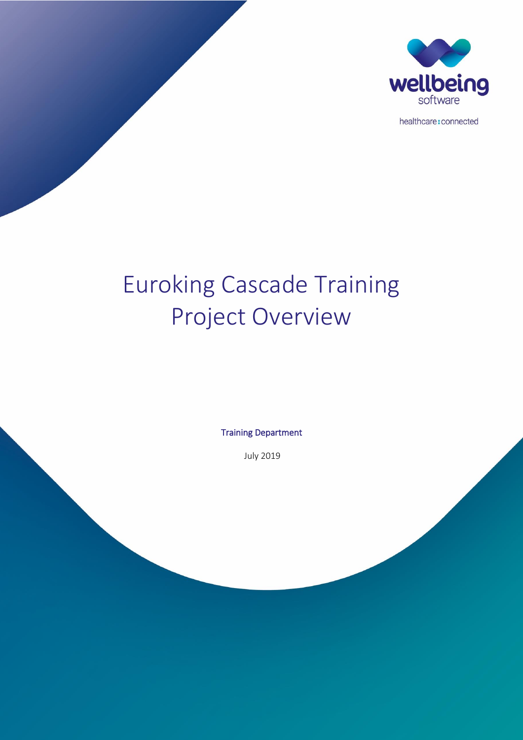wellbeing software

healthcare:connected

# Euroking Cascade Training Project Overview

Training Department

July 2019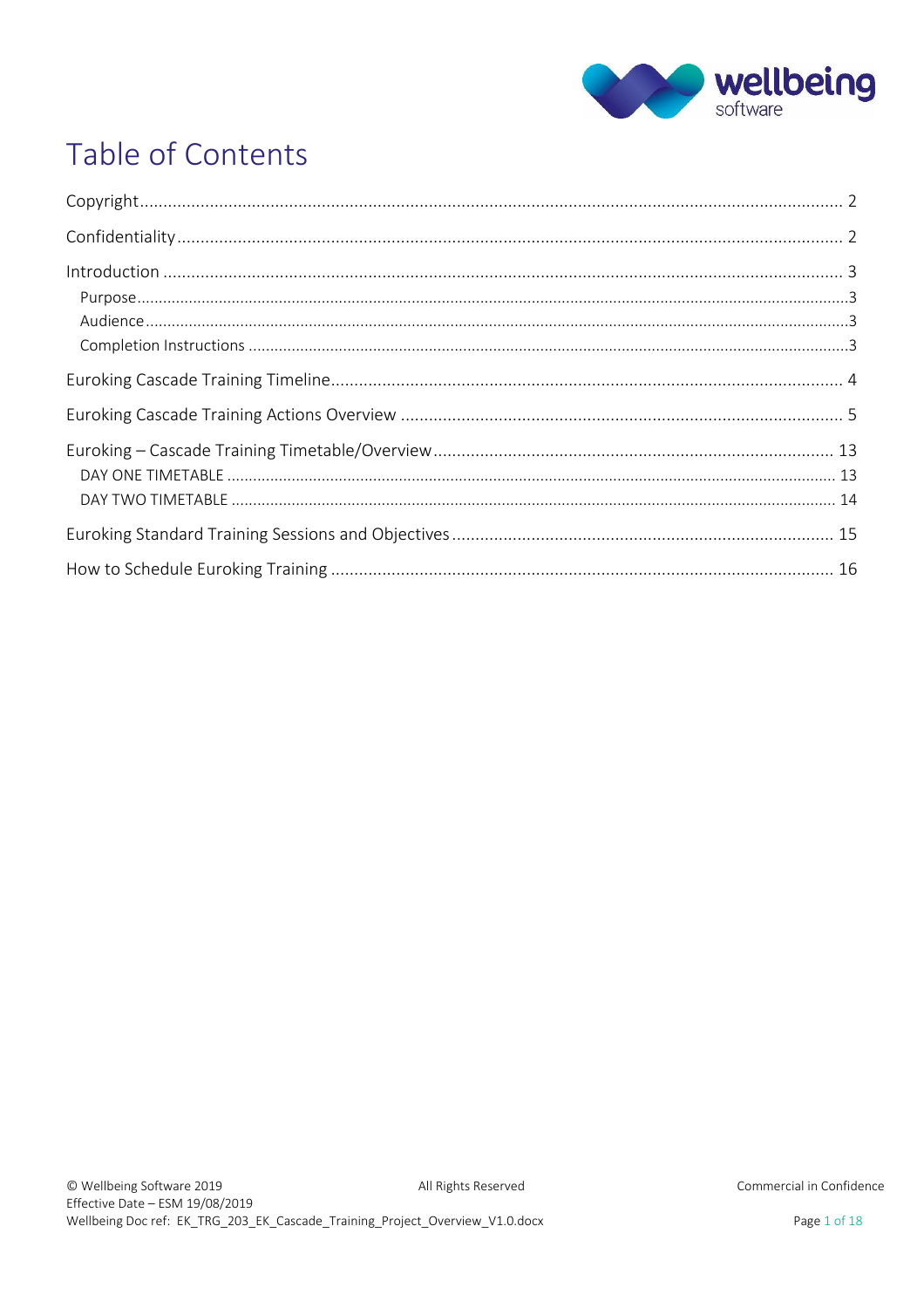# Table of Contents

Copyright .................................................................................................................................. 2

Confidentiality .......................................................................................................................... 2

Introduction .............................................................................................................................. 3

- Purpose ..................................................................................................................................3
- Audience ................................................................................................................................3
- Completion Instructions .........................................................................................................3

Euroking Cascade Training Timeline .......................................................................................... 4

Euroking Cascade Training Actions Overview ............................................................................ 5

Euroking – Cascade Training Timetable/Overview ................................................................... 13

- DAY ONE TIMETABLE .......................................................................................................... 13
- DAY TWO TIMETABLE .......................................................................................................... 14

Euroking Standard Training Sessions and Objectives ............................................................... 15

How to Schedule Euroking Training ......................................................................................... 16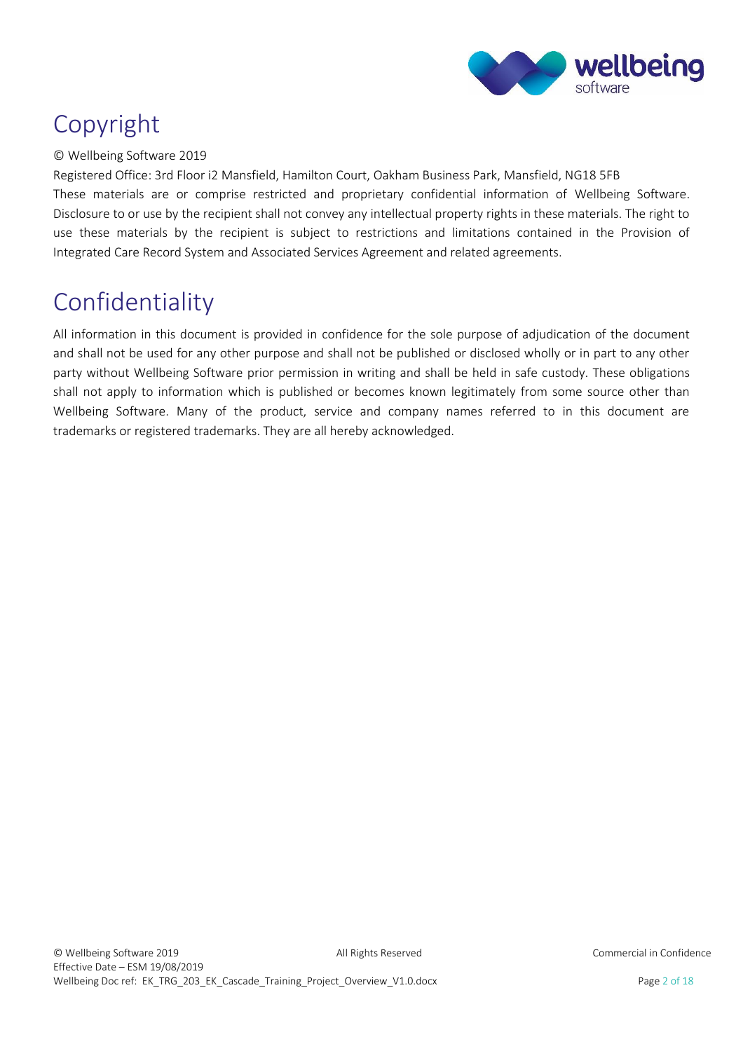# Copyright

© Wellbeing Software 2019

Registered Office: 3rd Floor i2 Mansfield, Hamilton Court, Oakham Business Park, Mansfield, NG18 5FB

These materials are or comprise restricted and proprietary confidential information of Wellbeing Software. Disclosure to or use by the recipient shall not convey any intellectual property rights in these materials. The right to use these materials by the recipient is subject to restrictions and limitations contained in the Provision of Integrated Care Record System and Associated Services Agreement and related agreements.

# Confidentiality

All information in this document is provided in confidence for the sole purpose of adjudication of the document and shall not be used for any other purpose and shall not be published or disclosed wholly or in part to any other party without Wellbeing Software prior permission in writing and shall be held in safe custody. These obligations shall not apply to information which is published or becomes known legitimately from some source other than Wellbeing Software. Many of the product, service and company names referred to in this document are trademarks or registered trademarks. They are all hereby acknowledged.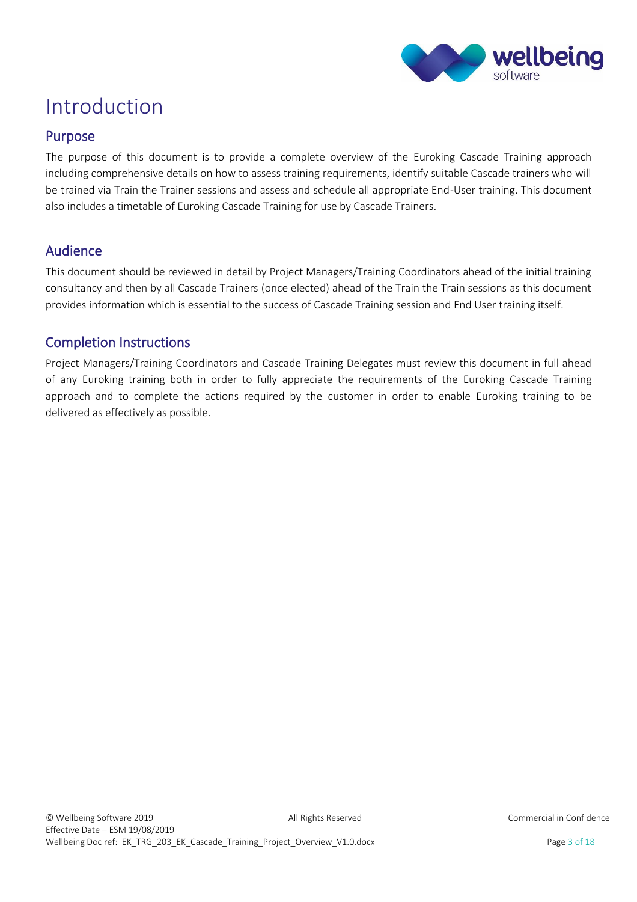# Introduction

## Purpose

The purpose of this document is to provide a complete overview of the Euroking Cascade Training approach including comprehensive details on how to assess training requirements, identify suitable Cascade trainers who will be trained via Train the Trainer sessions and assess and schedule all appropriate End-User training. This document also includes a timetable of Euroking Cascade Training for use by Cascade Trainers.

## Audience

This document should be reviewed in detail by Project Managers/Training Coordinators ahead of the initial training consultancy and then by all Cascade Trainers (once elected) ahead of the Train the Train sessions as this document provides information which is essential to the success of Cascade Training session and End User training itself.

## Completion Instructions

Project Managers/Training Coordinators and Cascade Training Delegates must review this document in full ahead of any Euroking training both in order to fully appreciate the requirements of the Euroking Cascade Training approach and to complete the actions required by the customer in order to enable Euroking training to be delivered as effectively as possible.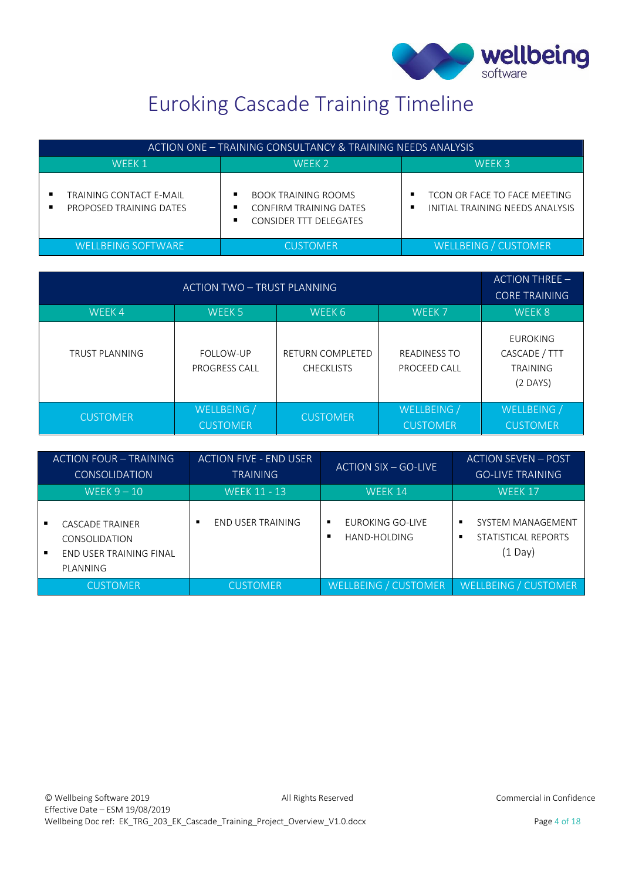# Euroking Cascade Training Timeline

| ACTION ONE – TRAINING CONSULTANCY & TRAINING NEEDS ANALYSIS | | |
|---|---|---|
| WEEK 1 | WEEK 2 | WEEK 3 |
| ▪ TRAINING CONTACT E-MAIL<br>▪ PROPOSED TRAINING DATES | ▪ BOOK TRAINING ROOMS<br>▪ CONFIRM TRAINING DATES<br>▪ CONSIDER TTT DELEGATES | ▪ TCON OR FACE TO FACE MEETING<br>▪ INITIAL TRAINING NEEDS ANALYSIS |
| WELLBEING SOFTWARE | CUSTOMER | WELLBEING / CUSTOMER |

| ACTION TWO – TRUST PLANNING | | | | ACTION THREE – CORE TRAINING |
|---|---|---|---|---|
| WEEK 4 | WEEK 5 | WEEK 6 | WEEK 7 | WEEK 8 |
| TRUST PLANNING | FOLLOW-UP PROGRESS CALL | RETURN COMPLETED CHECKLISTS | READINESS TO PROCEED CALL | EUROKING CASCADE / TTT TRAINING (2 DAYS) |
| CUSTOMER | WELLBEING / CUSTOMER | CUSTOMER | WELLBEING / CUSTOMER | WELLBEING / CUSTOMER |

| ACTION FOUR – TRAINING CONSOLIDATION | ACTION FIVE - END USER TRAINING | ACTION SIX – GO-LIVE | ACTION SEVEN – POST GO-LIVE TRAINING |
|---|---|---|---|
| WEEK 9 – 10 | WEEK 11 - 13 | WEEK 14 | WEEK 17 |
| ▪ CASCADE TRAINER CONSOLIDATION<br>▪ END USER TRAINING FINAL PLANNING | ▪ END USER TRAINING | ▪ EUROKING GO-LIVE<br>▪ HAND-HOLDING | ▪ SYSTEM MANAGEMENT<br>▪ STATISTICAL REPORTS<br>(1 Day) |
| CUSTOMER | CUSTOMER | WELLBEING / CUSTOMER | WELLBEING / CUSTOMER |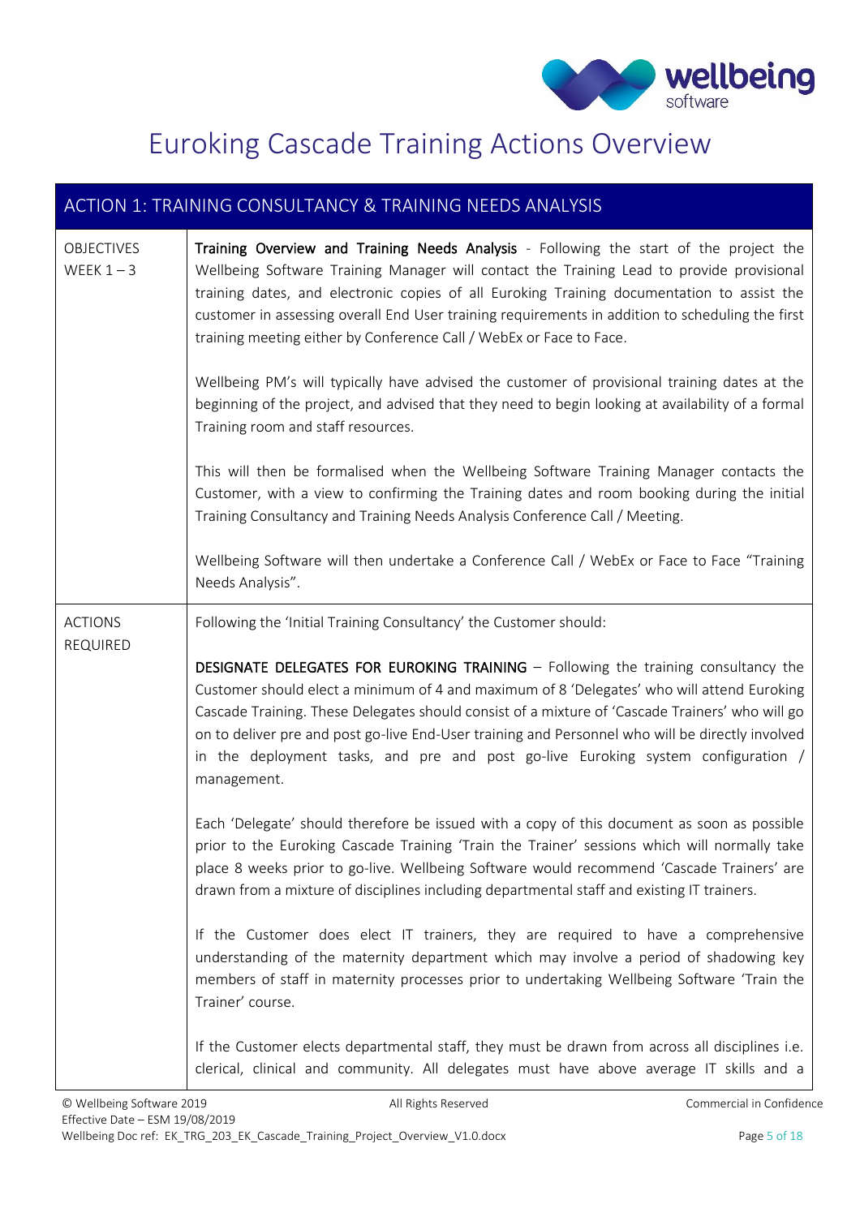# Euroking Cascade Training Actions Overview

| ACTION 1: TRAINING CONSULTANCY & TRAINING NEEDS ANALYSIS | |
|---|---|
| OBJECTIVES<br>WEEK 1 – 3 | **Training Overview and Training Needs Analysis** - Following the start of the project the Wellbeing Software Training Manager will contact the Training Lead to provide provisional training dates, and electronic copies of all Euroking Training documentation to assist the customer in assessing overall End User training requirements in addition to scheduling the first training meeting either by Conference Call / WebEx or Face to Face.<br><br>Wellbeing PM's will typically have advised the customer of provisional training dates at the beginning of the project, and advised that they need to begin looking at availability of a formal Training room and staff resources.<br><br>This will then be formalised when the Wellbeing Software Training Manager contacts the Customer, with a view to confirming the Training dates and room booking during the initial Training Consultancy and Training Needs Analysis Conference Call / Meeting.<br><br>Wellbeing Software will then undertake a Conference Call / WebEx or Face to Face "Training Needs Analysis". |
| ACTIONS REQUIRED | Following the 'Initial Training Consultancy' the Customer should:<br><br>**DESIGNATE DELEGATES FOR EUROKING TRAINING** – Following the training consultancy the Customer should elect a minimum of 4 and maximum of 8 'Delegates' who will attend Euroking Cascade Training. These Delegates should consist of a mixture of 'Cascade Trainers' who will go on to deliver pre and post go-live End-User training and Personnel who will be directly involved in the deployment tasks, and pre and post go-live Euroking system configuration / management.<br><br>Each 'Delegate' should therefore be issued with a copy of this document as soon as possible prior to the Euroking Cascade Training 'Train the Trainer' sessions which will normally take place 8 weeks prior to go-live. Wellbeing Software would recommend 'Cascade Trainers' are drawn from a mixture of disciplines including departmental staff and existing IT trainers.<br><br>If the Customer does elect IT trainers, they are required to have a comprehensive understanding of the maternity department which may involve a period of shadowing key members of staff in maternity processes prior to undertaking Wellbeing Software 'Train the Trainer' course.<br><br>If the Customer elects departmental staff, they must be drawn from across all disciplines i.e. clerical, clinical and community. All delegates must have above average IT skills and a |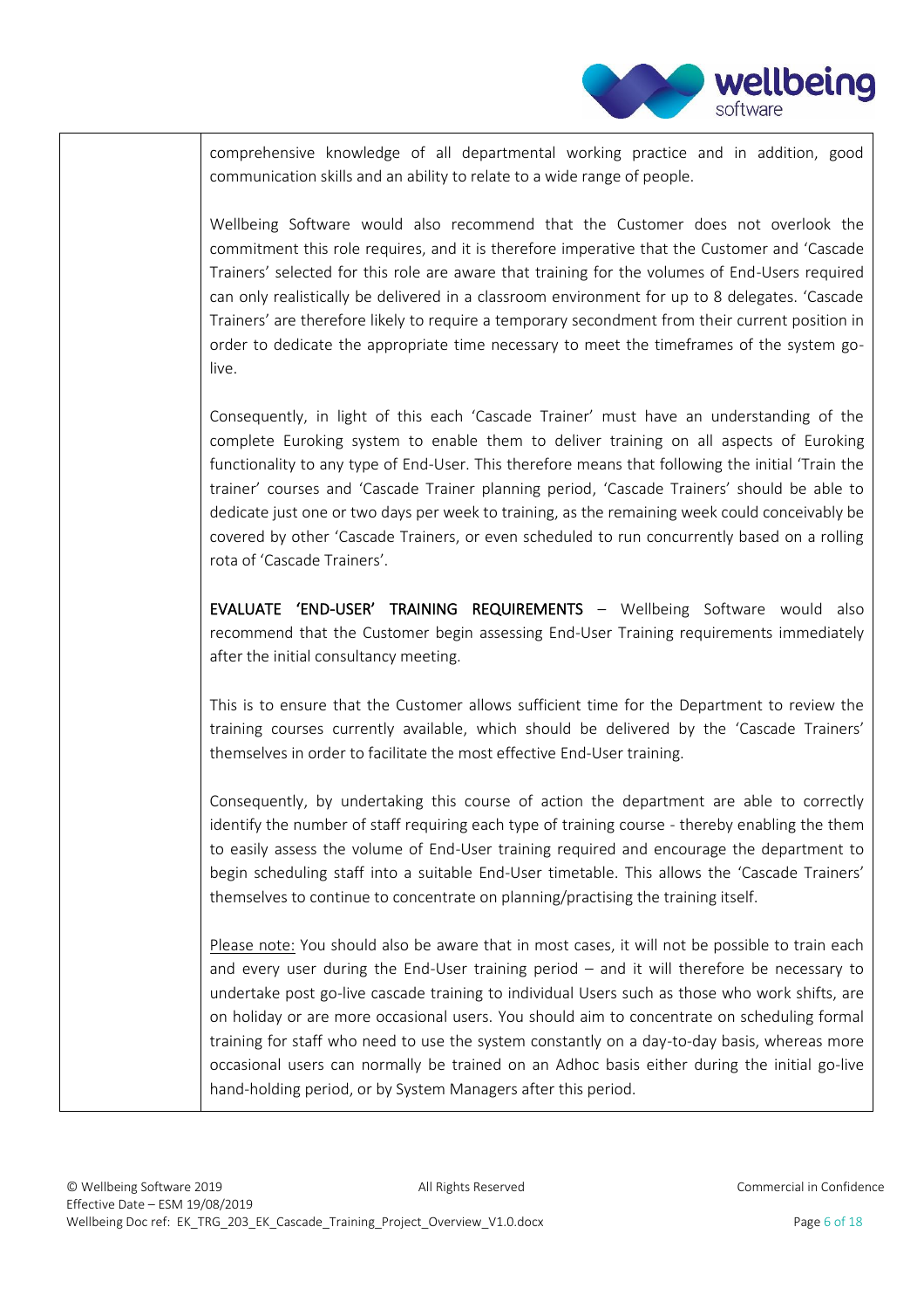comprehensive knowledge of all departmental working practice and in addition, good communication skills and an ability to relate to a wide range of people.

Wellbeing Software would also recommend that the Customer does not overlook the commitment this role requires, and it is therefore imperative that the Customer and 'Cascade Trainers' selected for this role are aware that training for the volumes of End-Users required can only realistically be delivered in a classroom environment for up to 8 delegates. 'Cascade Trainers' are therefore likely to require a temporary secondment from their current position in order to dedicate the appropriate time necessary to meet the timeframes of the system go-live.

Consequently, in light of this each 'Cascade Trainer' must have an understanding of the complete Euroking system to enable them to deliver training on all aspects of Euroking functionality to any type of End-User. This therefore means that following the initial 'Train the trainer' courses and 'Cascade Trainer planning period, 'Cascade Trainers' should be able to dedicate just one or two days per week to training, as the remaining week could conceivably be covered by other 'Cascade Trainers, or even scheduled to run concurrently based on a rolling rota of 'Cascade Trainers'.

**EVALUATE 'END-USER' TRAINING REQUIREMENTS** – Wellbeing Software would also recommend that the Customer begin assessing End-User Training requirements immediately after the initial consultancy meeting.

This is to ensure that the Customer allows sufficient time for the Department to review the training courses currently available, which should be delivered by the 'Cascade Trainers' themselves in order to facilitate the most effective End-User training.

Consequently, by undertaking this course of action the department are able to correctly identify the number of staff requiring each type of training course - thereby enabling the them to easily assess the volume of End-User training required and encourage the department to begin scheduling staff into a suitable End-User timetable. This allows the 'Cascade Trainers' themselves to continue to concentrate on planning/practising the training itself.

Please note: You should also be aware that in most cases, it will not be possible to train each and every user during the End-User training period – and it will therefore be necessary to undertake post go-live cascade training to individual Users such as those who work shifts, are on holiday or are more occasional users. You should aim to concentrate on scheduling formal training for staff who need to use the system constantly on a day-to-day basis, whereas more occasional users can normally be trained on an Adhoc basis either during the initial go-live hand-holding period, or by System Managers after this period.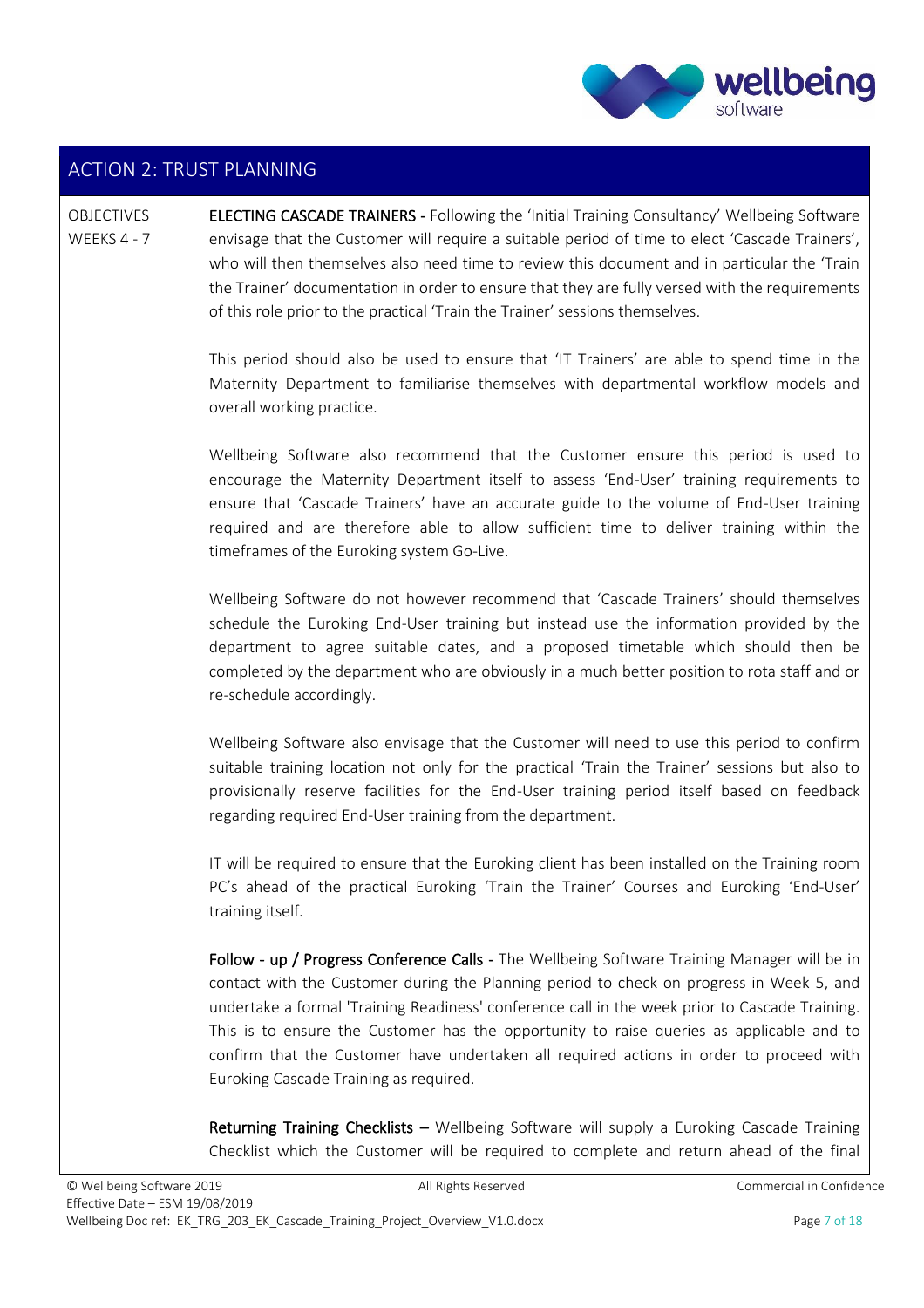## ACTION 2: TRUST PLANNING

OBJECTIVES
WEEKS 4 - 7

**ELECTING CASCADE TRAINERS** - Following the 'Initial Training Consultancy' Wellbeing Software envisage that the Customer will require a suitable period of time to elect 'Cascade Trainers', who will then themselves also need time to review this document and in particular the 'Train the Trainer' documentation in order to ensure that they are fully versed with the requirements of this role prior to the practical 'Train the Trainer' sessions themselves.

This period should also be used to ensure that 'IT Trainers' are able to spend time in the Maternity Department to familiarise themselves with departmental workflow models and overall working practice.

Wellbeing Software also recommend that the Customer ensure this period is used to encourage the Maternity Department itself to assess 'End-User' training requirements to ensure that 'Cascade Trainers' have an accurate guide to the volume of End-User training required and are therefore able to allow sufficient time to deliver training within the timeframes of the Euroking system Go-Live.

Wellbeing Software do not however recommend that 'Cascade Trainers' should themselves schedule the Euroking End-User training but instead use the information provided by the department to agree suitable dates, and a proposed timetable which should then be completed by the department who are obviously in a much better position to rota staff and or re-schedule accordingly.

Wellbeing Software also envisage that the Customer will need to use this period to confirm suitable training location not only for the practical 'Train the Trainer' sessions but also to provisionally reserve facilities for the End-User training period itself based on feedback regarding required End-User training from the department.

IT will be required to ensure that the Euroking client has been installed on the Training room PC's ahead of the practical Euroking 'Train the Trainer' Courses and Euroking 'End-User' training itself.

**Follow - up / Progress Conference Calls** - The Wellbeing Software Training Manager will be in contact with the Customer during the Planning period to check on progress in Week 5, and undertake a formal 'Training Readiness' conference call in the week prior to Cascade Training. This is to ensure the Customer has the opportunity to raise queries as applicable and to confirm that the Customer have undertaken all required actions in order to proceed with Euroking Cascade Training as required.

**Returning Training Checklists** – Wellbeing Software will supply a Euroking Cascade Training Checklist which the Customer will be required to complete and return ahead of the final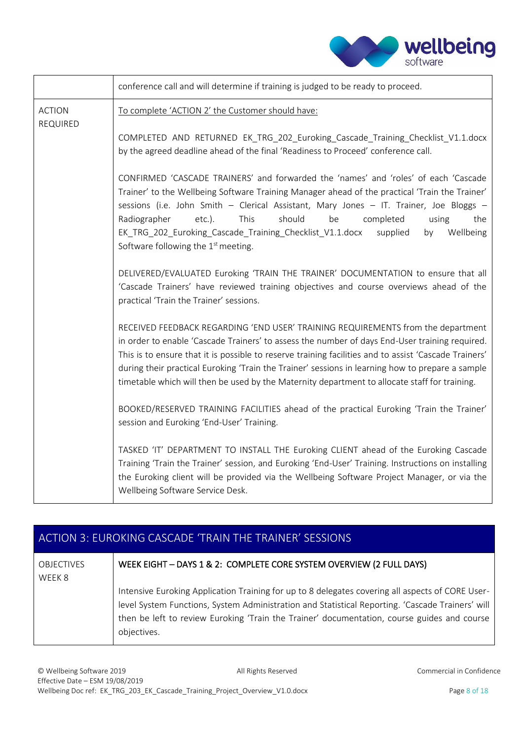| | conference call and will determine if training is judged to be ready to proceed. |
|---|---|
| ACTION REQUIRED | To complete 'ACTION 2' the Customer should have:<br><br>COMPLETED AND RETURNED EK_TRG_202_Euroking_Cascade_Training_Checklist_V1.1.docx by the agreed deadline ahead of the final 'Readiness to Proceed' conference call.<br><br>CONFIRMED 'CASCADE TRAINERS' and forwarded the 'names' and 'roles' of each 'Cascade Trainer' to the Wellbeing Software Training Manager ahead of the practical 'Train the Trainer' sessions (i.e. John Smith – Clerical Assistant, Mary Jones – IT. Trainer, Joe Bloggs – Radiographer etc.). This should be completed using the EK_TRG_202_Euroking_Cascade_Training_Checklist_V1.1.docx supplied by Wellbeing Software following the 1st meeting.<br><br>DELIVERED/EVALUATED Euroking 'TRAIN THE TRAINER' DOCUMENTATION to ensure that all 'Cascade Trainers' have reviewed training objectives and course overviews ahead of the practical 'Train the Trainer' sessions.<br><br>RECEIVED FEEDBACK REGARDING 'END USER' TRAINING REQUIREMENTS from the department in order to enable 'Cascade Trainers' to assess the number of days End-User training required. This is to ensure that it is possible to reserve training facilities and to assist 'Cascade Trainers' during their practical Euroking 'Train the Trainer' sessions in learning how to prepare a sample timetable which will then be used by the Maternity department to allocate staff for training.<br><br>BOOKED/RESERVED TRAINING FACILITIES ahead of the practical Euroking 'Train the Trainer' session and Euroking 'End-User' Training.<br><br>TASKED 'IT' DEPARTMENT TO INSTALL THE Euroking CLIENT ahead of the Euroking Cascade Training 'Train the Trainer' session, and Euroking 'End-User' Training. Instructions on installing the Euroking client will be provided via the Wellbeing Software Project Manager, or via the Wellbeing Software Service Desk. |

## ACTION 3: EUROKING CASCADE 'TRAIN THE TRAINER' SESSIONS

| | |
|---|---|
| OBJECTIVES WEEK 8 | **WEEK EIGHT – DAYS 1 & 2: COMPLETE CORE SYSTEM OVERVIEW (2 FULL DAYS)**<br><br>Intensive Euroking Application Training for up to 8 delegates covering all aspects of CORE User-level System Functions, System Administration and Statistical Reporting. 'Cascade Trainers' will then be left to review Euroking 'Train the Trainer' documentation, course guides and course objectives. |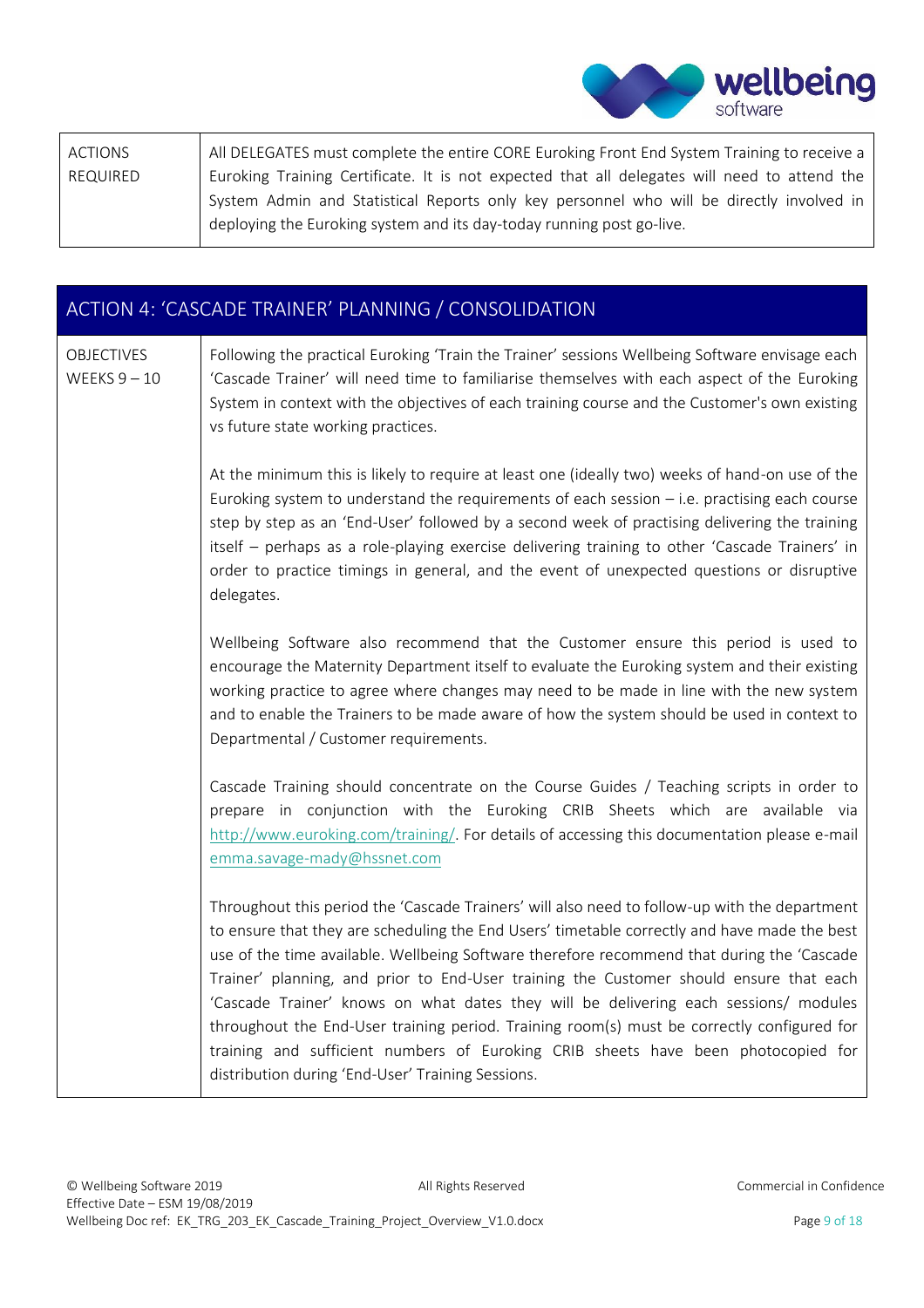| ACTIONS REQUIRED | All DELEGATES must complete the entire CORE Euroking Front End System Training to receive a Euroking Training Certificate. It is not expected that all delegates will need to attend the System Admin and Statistical Reports only key personnel who will be directly involved in deploying the Euroking system and its day-today running post go-live. |
|---|---|

## ACTION 4: 'CASCADE TRAINER' PLANNING / CONSOLIDATION

| OBJECTIVES WEEKS 9 – 10 | Following the practical Euroking 'Train the Trainer' sessions Wellbeing Software envisage each 'Cascade Trainer' will need time to familiarise themselves with each aspect of the Euroking System in context with the objectives of each training course and the Customer's own existing vs future state working practices.<br><br>At the minimum this is likely to require at least one (ideally two) weeks of hand-on use of the Euroking system to understand the requirements of each session – i.e. practising each course step by step as an 'End-User' followed by a second week of practising delivering the training itself – perhaps as a role-playing exercise delivering training to other 'Cascade Trainers' in order to practice timings in general, and the event of unexpected questions or disruptive delegates.<br><br>Wellbeing Software also recommend that the Customer ensure this period is used to encourage the Maternity Department itself to evaluate the Euroking system and their existing working practice to agree where changes may need to be made in line with the new system and to enable the Trainers to be made aware of how the system should be used in context to Departmental / Customer requirements.<br><br>Cascade Training should concentrate on the Course Guides / Teaching scripts in order to prepare in conjunction with the Euroking CRIB Sheets which are available via http://www.euroking.com/training/. For details of accessing this documentation please e-mail emma.savage-mady@hssnet.com<br><br>Throughout this period the 'Cascade Trainers' will also need to follow-up with the department to ensure that they are scheduling the End Users' timetable correctly and have made the best use of the time available. Wellbeing Software therefore recommend that during the 'Cascade Trainer' planning, and prior to End-User training the Customer should ensure that each 'Cascade Trainer' knows on what dates they will be delivering each sessions/ modules throughout the End-User training period. Training room(s) must be correctly configured for training and sufficient numbers of Euroking CRIB sheets have been photocopied for distribution during 'End-User' Training Sessions. |
|---|---|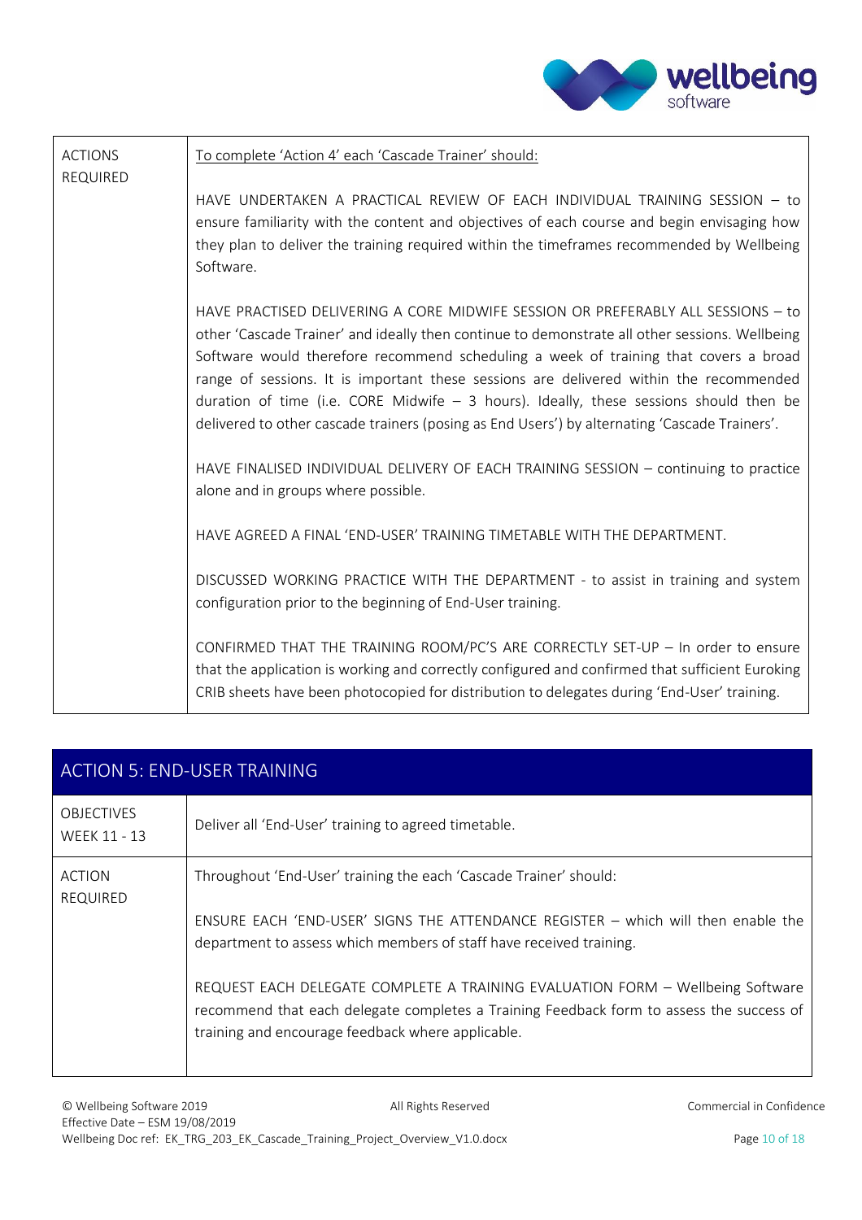| ACTIONS REQUIRED | To complete 'Action 4' each 'Cascade Trainer' should:<br><br>HAVE UNDERTAKEN A PRACTICAL REVIEW OF EACH INDIVIDUAL TRAINING SESSION – to ensure familiarity with the content and objectives of each course and begin envisaging how they plan to deliver the training required within the timeframes recommended by Wellbeing Software.<br><br>HAVE PRACTISED DELIVERING A CORE MIDWIFE SESSION OR PREFERABLY ALL SESSIONS – to other 'Cascade Trainer' and ideally then continue to demonstrate all other sessions. Wellbeing Software would therefore recommend scheduling a week of training that covers a broad range of sessions. It is important these sessions are delivered within the recommended duration of time (i.e. CORE Midwife – 3 hours). Ideally, these sessions should then be delivered to other cascade trainers (posing as End Users') by alternating 'Cascade Trainers'.<br><br>HAVE FINALISED INDIVIDUAL DELIVERY OF EACH TRAINING SESSION – continuing to practice alone and in groups where possible.<br><br>HAVE AGREED A FINAL 'END-USER' TRAINING TIMETABLE WITH THE DEPARTMENT.<br><br>DISCUSSED WORKING PRACTICE WITH THE DEPARTMENT - to assist in training and system configuration prior to the beginning of End-User training.<br><br>CONFIRMED THAT THE TRAINING ROOM/PC'S ARE CORRECTLY SET-UP – In order to ensure that the application is working and correctly configured and confirmed that sufficient Euroking CRIB sheets have been photocopied for distribution to delegates during 'End-User' training. |
|---|---|

## ACTION 5: END-USER TRAINING

| | |
|---|---|
| OBJECTIVES WEEK 11 - 13 | Deliver all 'End-User' training to agreed timetable. |
| ACTION REQUIRED | Throughout 'End-User' training the each 'Cascade Trainer' should:<br><br>ENSURE EACH 'END-USER' SIGNS THE ATTENDANCE REGISTER – which will then enable the department to assess which members of staff have received training.<br><br>REQUEST EACH DELEGATE COMPLETE A TRAINING EVALUATION FORM – Wellbeing Software recommend that each delegate completes a Training Feedback form to assess the success of training and encourage feedback where applicable. |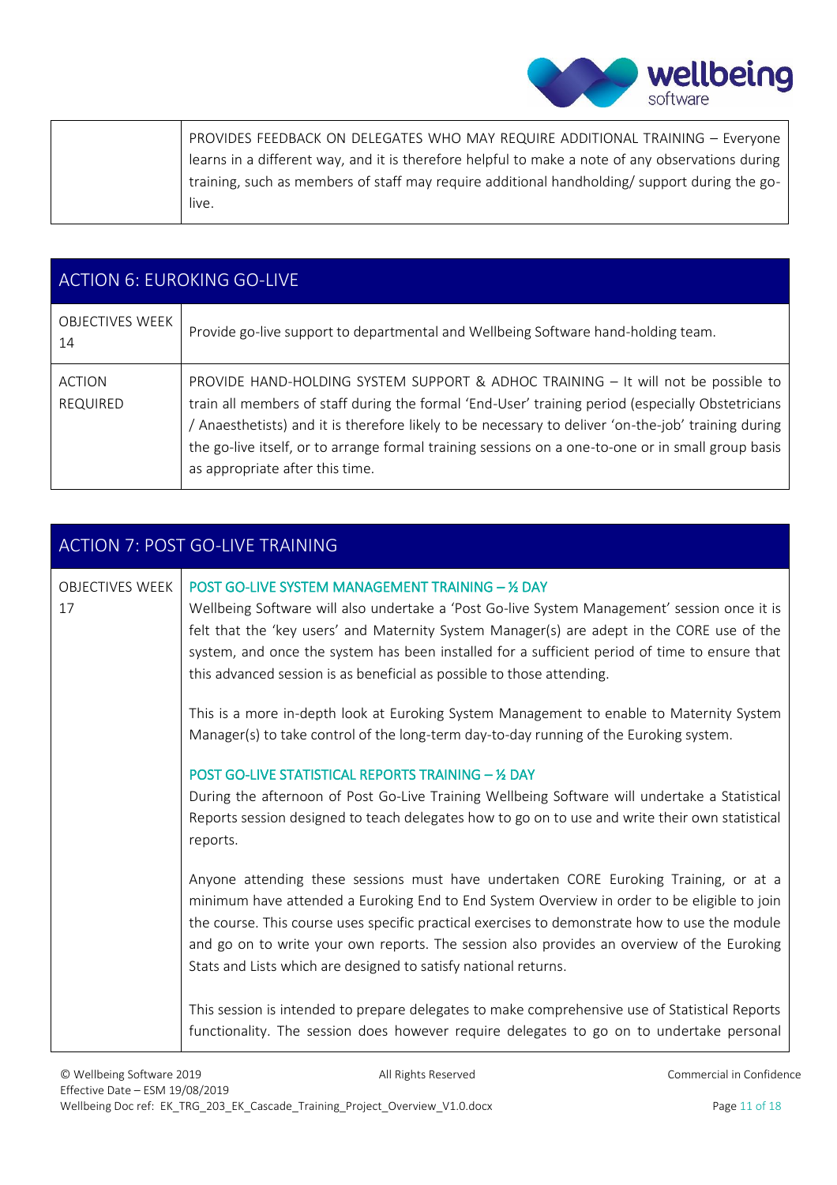| | PROVIDES FEEDBACK ON DELEGATES WHO MAY REQUIRE ADDITIONAL TRAINING – Everyone learns in a different way, and it is therefore helpful to make a note of any observations during training, such as members of staff may require additional handholding/ support during the go-live. |
|---|---|

| ACTION 6: EUROKING GO-LIVE | |
|---|---|
| OBJECTIVES WEEK 14 | Provide go-live support to departmental and Wellbeing Software hand-holding team. |
| ACTION REQUIRED | PROVIDE HAND-HOLDING SYSTEM SUPPORT & ADHOC TRAINING – It will not be possible to train all members of staff during the formal 'End-User' training period (especially Obstetricians / Anaesthetists) and it is therefore likely to be necessary to deliver 'on-the-job' training during the go-live itself, or to arrange formal training sessions on a one-to-one or in small group basis as appropriate after this time. |

| ACTION 7: POST GO-LIVE TRAINING | |
|---|---|
| OBJECTIVES WEEK 17 | **POST GO-LIVE SYSTEM MANAGEMENT TRAINING – ½ DAY**<br>Wellbeing Software will also undertake a 'Post Go-live System Management' session once it is felt that the 'key users' and Maternity System Manager(s) are adept in the CORE use of the system, and once the system has been installed for a sufficient period of time to ensure that this advanced session is as beneficial as possible to those attending.<br><br>This is a more in-depth look at Euroking System Management to enable to Maternity System Manager(s) to take control of the long-term day-to-day running of the Euroking system.<br><br>**POST GO-LIVE STATISTICAL REPORTS TRAINING – ½ DAY**<br>During the afternoon of Post Go-Live Training Wellbeing Software will undertake a Statistical Reports session designed to teach delegates how to go on to use and write their own statistical reports.<br><br>Anyone attending these sessions must have undertaken CORE Euroking Training, or at a minimum have attended a Euroking End to End System Overview in order to be eligible to join the course. This course uses specific practical exercises to demonstrate how to use the module and go on to write your own reports. The session also provides an overview of the Euroking Stats and Lists which are designed to satisfy national returns.<br><br>This session is intended to prepare delegates to make comprehensive use of Statistical Reports functionality. The session does however require delegates to go on to undertake personal |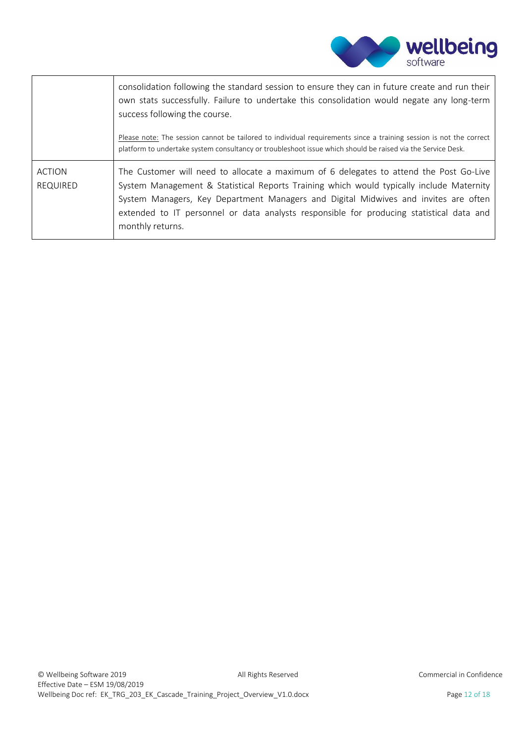| | |
|---|---|
| | consolidation following the standard session to ensure they can in future create and run their own stats successfully. Failure to undertake this consolidation would negate any long-term success following the course.<br><br>Please note: The session cannot be tailored to individual requirements since a training session is not the correct platform to undertake system consultancy or troubleshoot issue which should be raised via the Service Desk. |
| ACTION REQUIRED | The Customer will need to allocate a maximum of 6 delegates to attend the Post Go-Live System Management & Statistical Reports Training which would typically include Maternity System Managers, Key Department Managers and Digital Midwives and invites are often extended to IT personnel or data analysts responsible for producing statistical data and monthly returns. |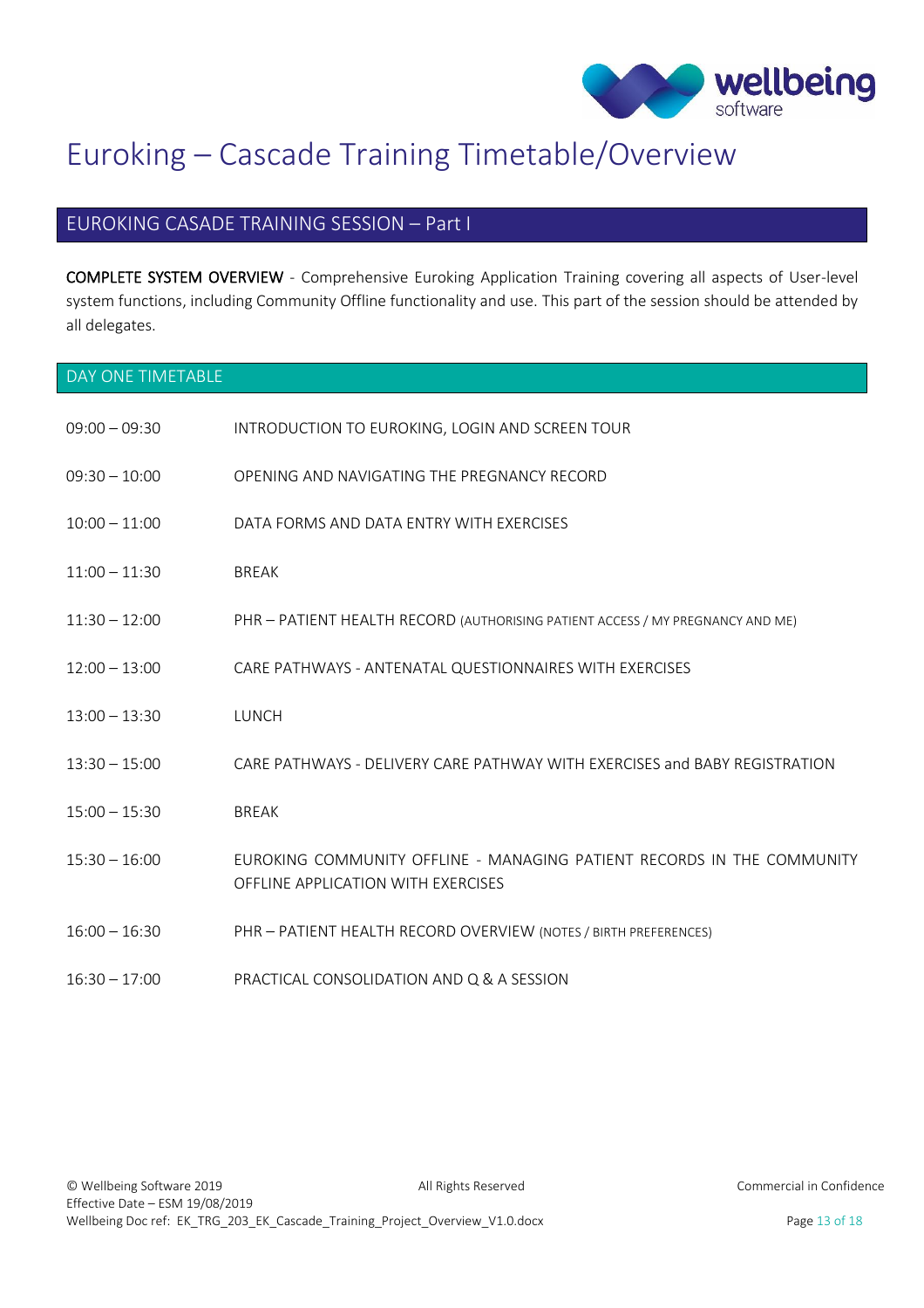# Euroking – Cascade Training Timetable/Overview

## EUROKING CASADE TRAINING SESSION – Part I

COMPLETE SYSTEM OVERVIEW - Comprehensive Euroking Application Training covering all aspects of User-level system functions, including Community Offline functionality and use. This part of the session should be attended by all delegates.

### DAY ONE TIMETABLE

| | |
|---|---|
| 09:00 – 09:30 | INTRODUCTION TO EUROKING, LOGIN AND SCREEN TOUR |
| 09:30 – 10:00 | OPENING AND NAVIGATING THE PREGNANCY RECORD |
| 10:00 – 11:00 | DATA FORMS AND DATA ENTRY WITH EXERCISES |
| 11:00 – 11:30 | BREAK |
| 11:30 – 12:00 | PHR – PATIENT HEALTH RECORD (AUTHORISING PATIENT ACCESS / MY PREGNANCY AND ME) |
| 12:00 – 13:00 | CARE PATHWAYS - ANTENATAL QUESTIONNAIRES WITH EXERCISES |
| 13:00 – 13:30 | LUNCH |
| 13:30 – 15:00 | CARE PATHWAYS - DELIVERY CARE PATHWAY WITH EXERCISES and BABY REGISTRATION |
| 15:00 – 15:30 | BREAK |
| 15:30 – 16:00 | EUROKING COMMUNITY OFFLINE - MANAGING PATIENT RECORDS IN THE COMMUNITY OFFLINE APPLICATION WITH EXERCISES |
| 16:00 – 16:30 | PHR – PATIENT HEALTH RECORD OVERVIEW (NOTES / BIRTH PREFERENCES) |
| 16:30 – 17:00 | PRACTICAL CONSOLIDATION AND Q & A SESSION |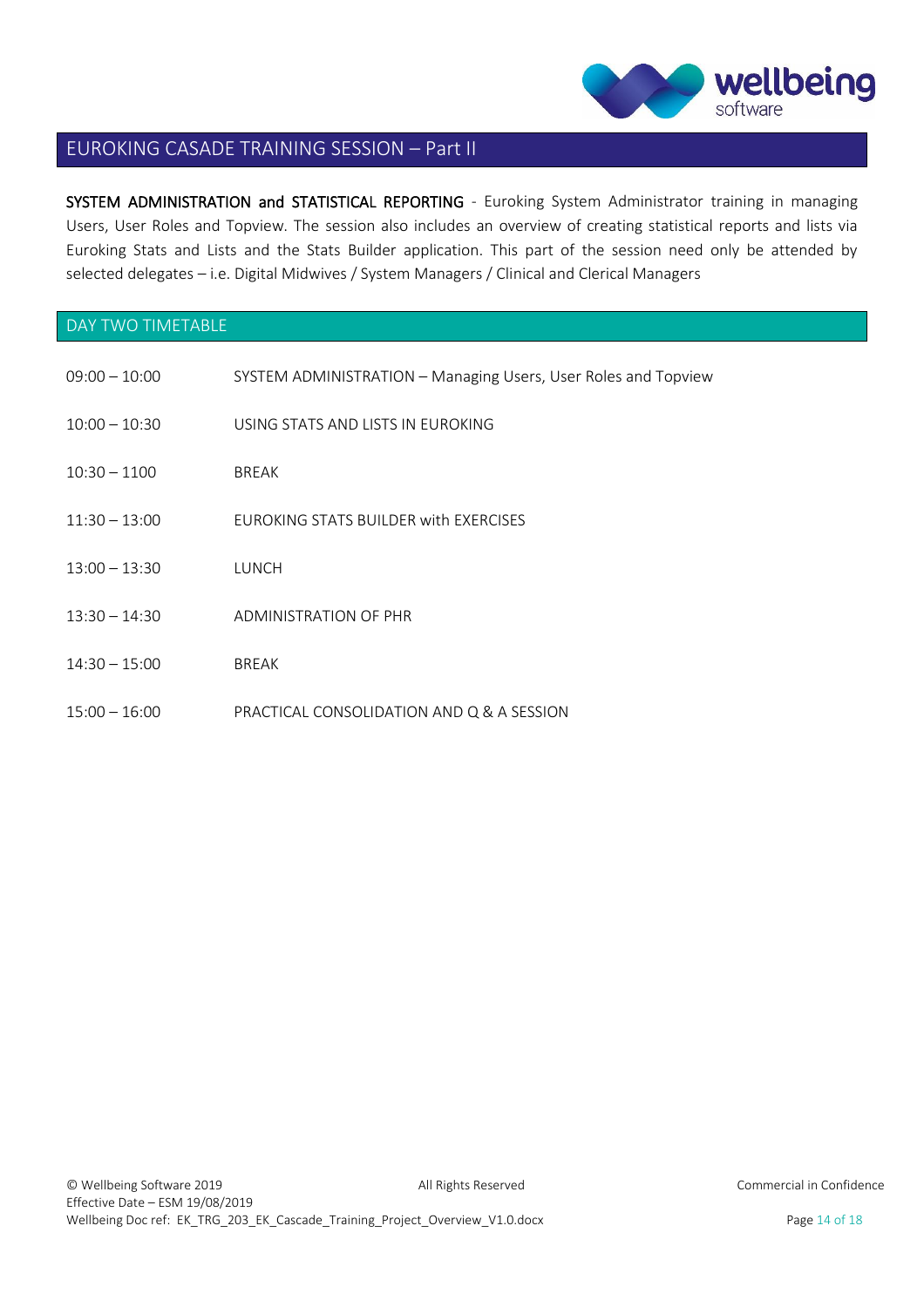## EUROKING CASADE TRAINING SESSION – Part II

**SYSTEM ADMINISTRATION and STATISTICAL REPORTING** - Euroking System Administrator training in managing Users, User Roles and Topview. The session also includes an overview of creating statistical reports and lists via Euroking Stats and Lists and the Stats Builder application. This part of the session need only be attended by selected delegates – i.e. Digital Midwives / System Managers / Clinical and Clerical Managers

## DAY TWO TIMETABLE

| | |
|---|---|
| 09:00 – 10:00 | SYSTEM ADMINISTRATION – Managing Users, User Roles and Topview |
| 10:00 – 10:30 | USING STATS AND LISTS IN EUROKING |
| 10:30 – 1100 | BREAK |
| 11:30 – 13:00 | EUROKING STATS BUILDER with EXERCISES |
| 13:00 – 13:30 | LUNCH |
| 13:30 – 14:30 | ADMINISTRATION OF PHR |
| 14:30 – 15:00 | BREAK |
| 15:00 – 16:00 | PRACTICAL CONSOLIDATION AND Q & A SESSION |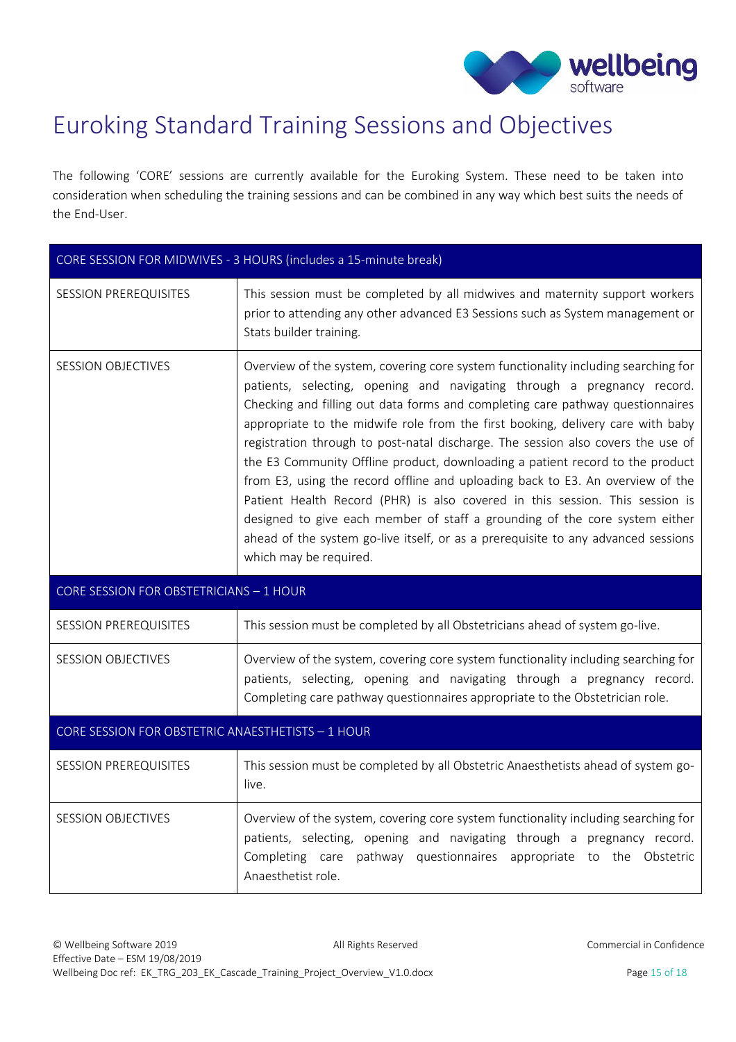# Euroking Standard Training Sessions and Objectives

The following 'CORE' sessions are currently available for the Euroking System. These need to be taken into consideration when scheduling the training sessions and can be combined in any way which best suits the needs of the End-User.

| CORE SESSION FOR MIDWIVES - 3 HOURS (includes a 15-minute break) | |
|---|---|
| SESSION PREREQUISITES | This session must be completed by all midwives and maternity support workers prior to attending any other advanced E3 Sessions such as System management or Stats builder training. |
| SESSION OBJECTIVES | Overview of the system, covering core system functionality including searching for patients, selecting, opening and navigating through a pregnancy record. Checking and filling out data forms and completing care pathway questionnaires appropriate to the midwife role from the first booking, delivery care with baby registration through to post-natal discharge. The session also covers the use of the E3 Community Offline product, downloading a patient record to the product from E3, using the record offline and uploading back to E3. An overview of the Patient Health Record (PHR) is also covered in this session. This session is designed to give each member of staff a grounding of the core system either ahead of the system go-live itself, or as a prerequisite to any advanced sessions which may be required. |

| CORE SESSION FOR OBSTETRICIANS – 1 HOUR | |
|---|---|
| SESSION PREREQUISITES | This session must be completed by all Obstetricians ahead of system go-live. |
| SESSION OBJECTIVES | Overview of the system, covering core system functionality including searching for patients, selecting, opening and navigating through a pregnancy record. Completing care pathway questionnaires appropriate to the Obstetrician role. |

| CORE SESSION FOR OBSTETRIC ANAESTHETISTS – 1 HOUR | |
|---|---|
| SESSION PREREQUISITES | This session must be completed by all Obstetric Anaesthetists ahead of system go-live. |
| SESSION OBJECTIVES | Overview of the system, covering core system functionality including searching for patients, selecting, opening and navigating through a pregnancy record. Completing care pathway questionnaires appropriate to the Obstetric Anaesthetist role. |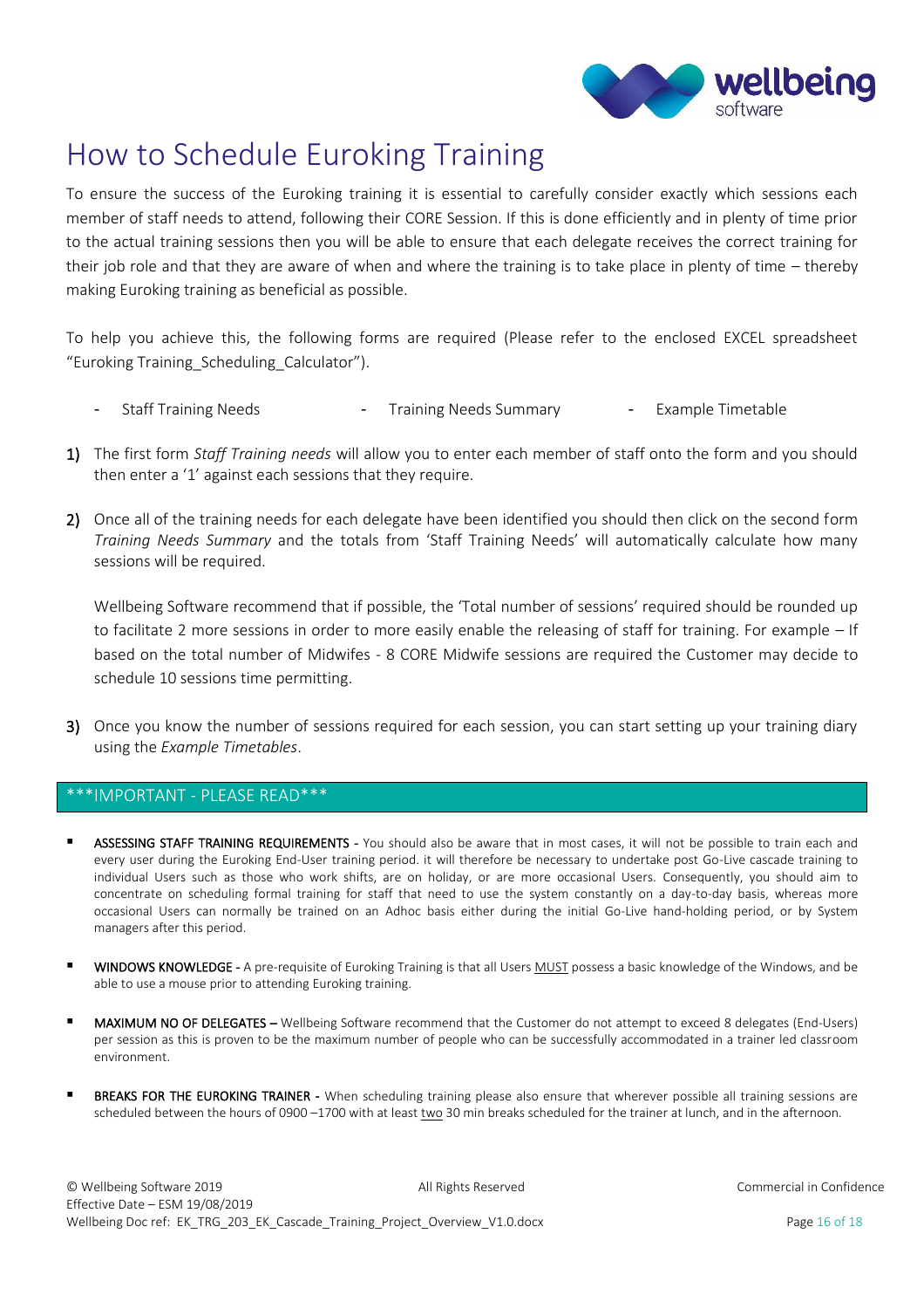# How to Schedule Euroking Training

To ensure the success of the Euroking training it is essential to carefully consider exactly which sessions each member of staff needs to attend, following their CORE Session. If this is done efficiently and in plenty of time prior to the actual training sessions then you will be able to ensure that each delegate receives the correct training for their job role and that they are aware of when and where the training is to take place in plenty of time – thereby making Euroking training as beneficial as possible.

To help you achieve this, the following forms are required (Please refer to the enclosed EXCEL spreadsheet "Euroking Training_Scheduling_Calculator").

- Staff Training Needs
- Training Needs Summary
- Example Timetable

1) The first form *Staff Training needs* will allow you to enter each member of staff onto the form and you should then enter a '1' against each sessions that they require.

2) Once all of the training needs for each delegate have been identified you should then click on the second form *Training Needs Summary* and the totals from 'Staff Training Needs' will automatically calculate how many sessions will be required.

   Wellbeing Software recommend that if possible, the 'Total number of sessions' required should be rounded up to facilitate 2 more sessions in order to more easily enable the releasing of staff for training. For example – If based on the total number of Midwifes - 8 CORE Midwife sessions are required the Customer may decide to schedule 10 sessions time permitting.

3) Once you know the number of sessions required for each session, you can start setting up your training diary using the *Example Timetables*.

## ***IMPORTANT - PLEASE READ***

- **ASSESSING STAFF TRAINING REQUIREMENTS -** You should also be aware that in most cases, it will not be possible to train each and every user during the Euroking End-User training period. it will therefore be necessary to undertake post Go-Live cascade training to individual Users such as those who work shifts, are on holiday, or are more occasional Users. Consequently, you should aim to concentrate on scheduling formal training for staff that need to use the system constantly on a day-to-day basis, whereas more occasional Users can normally be trained on an Adhoc basis either during the initial Go-Live hand-holding period, or by System managers after this period.

- **WINDOWS KNOWLEDGE -** A pre-requisite of Euroking Training is that all Users MUST possess a basic knowledge of the Windows, and be able to use a mouse prior to attending Euroking training.

- **MAXIMUM NO OF DELEGATES –** Wellbeing Software recommend that the Customer do not attempt to exceed 8 delegates (End-Users) per session as this is proven to be the maximum number of people who can be successfully accommodated in a trainer led classroom environment.

- **BREAKS FOR THE EUROKING TRAINER -** When scheduling training please also ensure that wherever possible all training sessions are scheduled between the hours of 0900 –1700 with at least two 30 min breaks scheduled for the trainer at lunch, and in the afternoon.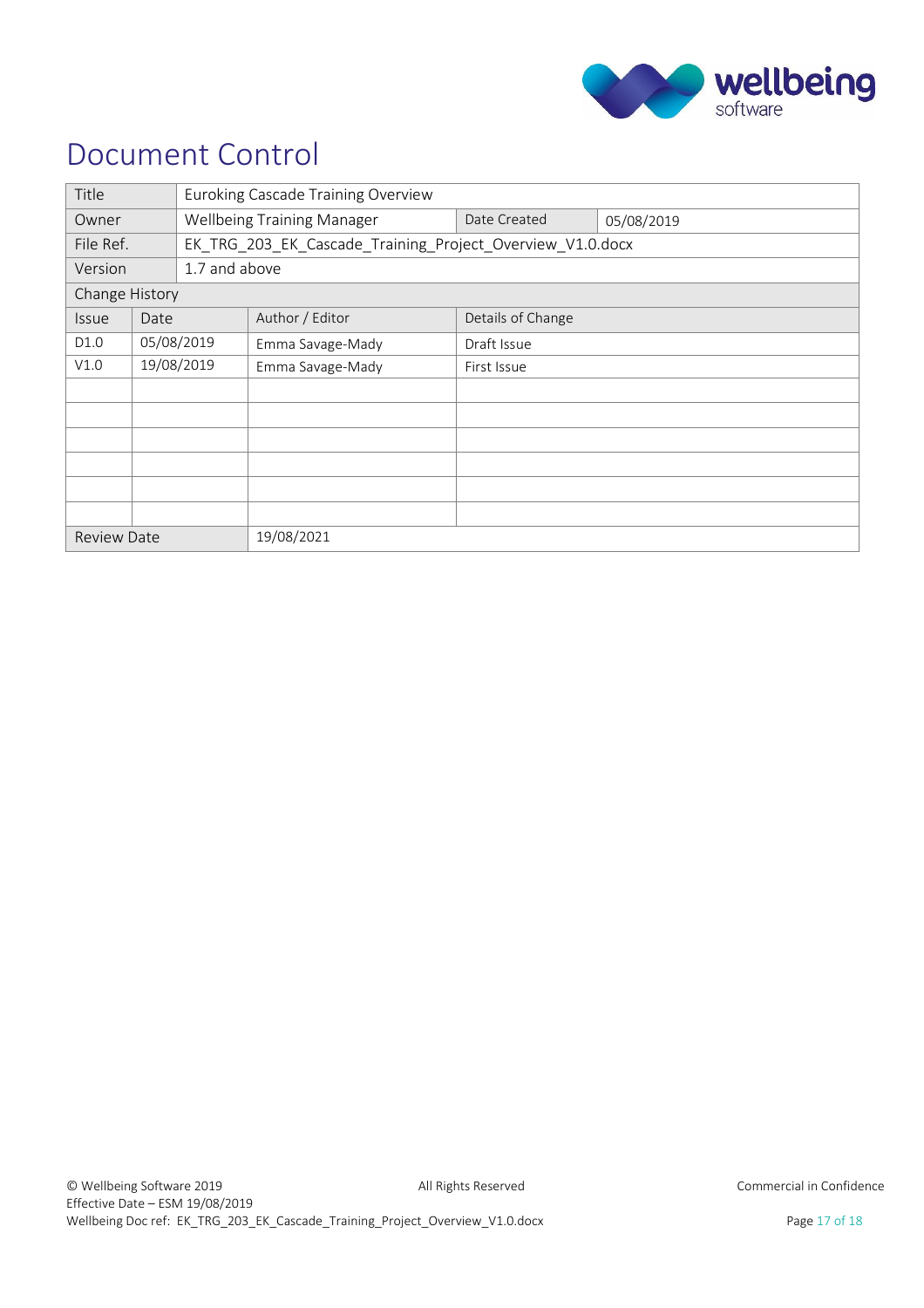# Document Control

| | | | | |
|---|---|---|---|---|
| Title | Euroking Cascade Training Overview | | | |
| Owner | Wellbeing Training Manager | | Date Created | 05/08/2019 |
| File Ref. | EK_TRG_203_EK_Cascade_Training_Project_Overview_V1.0.docx | | | |
| Version | 1.7 and above | | | |
| Change History | | | | |
| Issue | Date | Author / Editor | Details of Change | |
| D1.0 | 05/08/2019 | Emma Savage-Mady | Draft Issue | |
| V1.0 | 19/08/2019 | Emma Savage-Mady | First Issue | |
| | | | | |
| | | | | |
| | | | | |
| | | | | |
| | | | | |
| | | | | |
| Review Date | | 19/08/2021 | | |